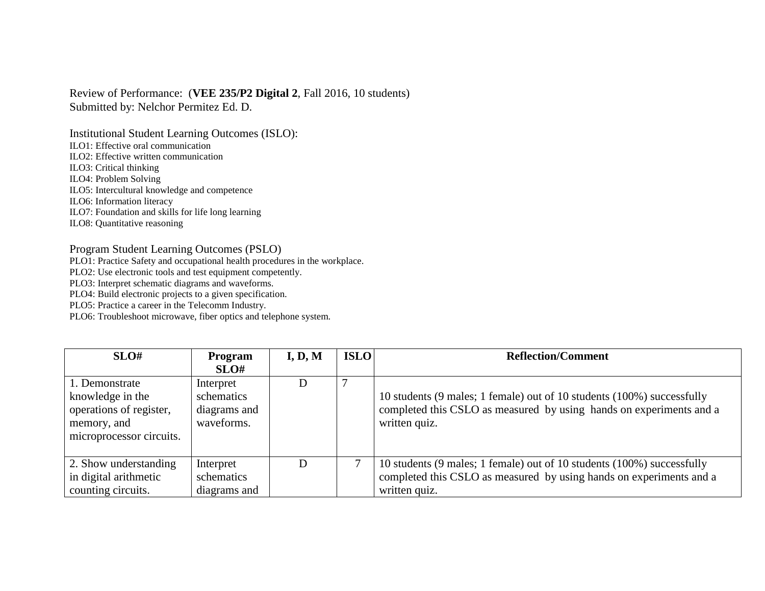Review of Performance: (**VEE 235/P2 Digital 2**, Fall 2016, 10 students)
Submitted by: Nelchor Permitez Ed. D.

Institutional Student Learning Outcomes (ISLO):
ILO1: Effective oral communication
ILO2: Effective written communication
ILO3: Critical thinking
ILO4: Problem Solving
ILO5: Intercultural knowledge and competence
ILO6: Information literacy
ILO7: Foundation and skills for life long learning
ILO8: Quantitative reasoning

Program Student Learning Outcomes (PSLO)
PLO1: Practice Safety and occupational health procedures in the workplace.
PLO2: Use electronic tools and test equipment competently.
PLO3: Interpret schematic diagrams and waveforms.
PLO4: Build electronic projects to a given specification.
PLO5: Practice a career in the Telecomm Industry.
PLO6: Troubleshoot microwave, fiber optics and telephone system.

| SLO# | Program SLO# | I, D, M | ISLO | Reflection/Comment |
|---|---|---|---|---|
| 1. Demonstrate knowledge in the operations of register, memory, and microprocessor circuits. | Interpret schematics diagrams and waveforms. | D | 7 | 10 students (9 males; 1 female) out of 10 students (100%) successfully completed this CSLO as measured by using hands on experiments and a written quiz. |
| 2. Show understanding in digital arithmetic counting circuits. | Interpret schematics diagrams and | D | 7 | 10 students (9 males; 1 female) out of 10 students (100%) successfully completed this CSLO as measured by using hands on experiments and a written quiz. |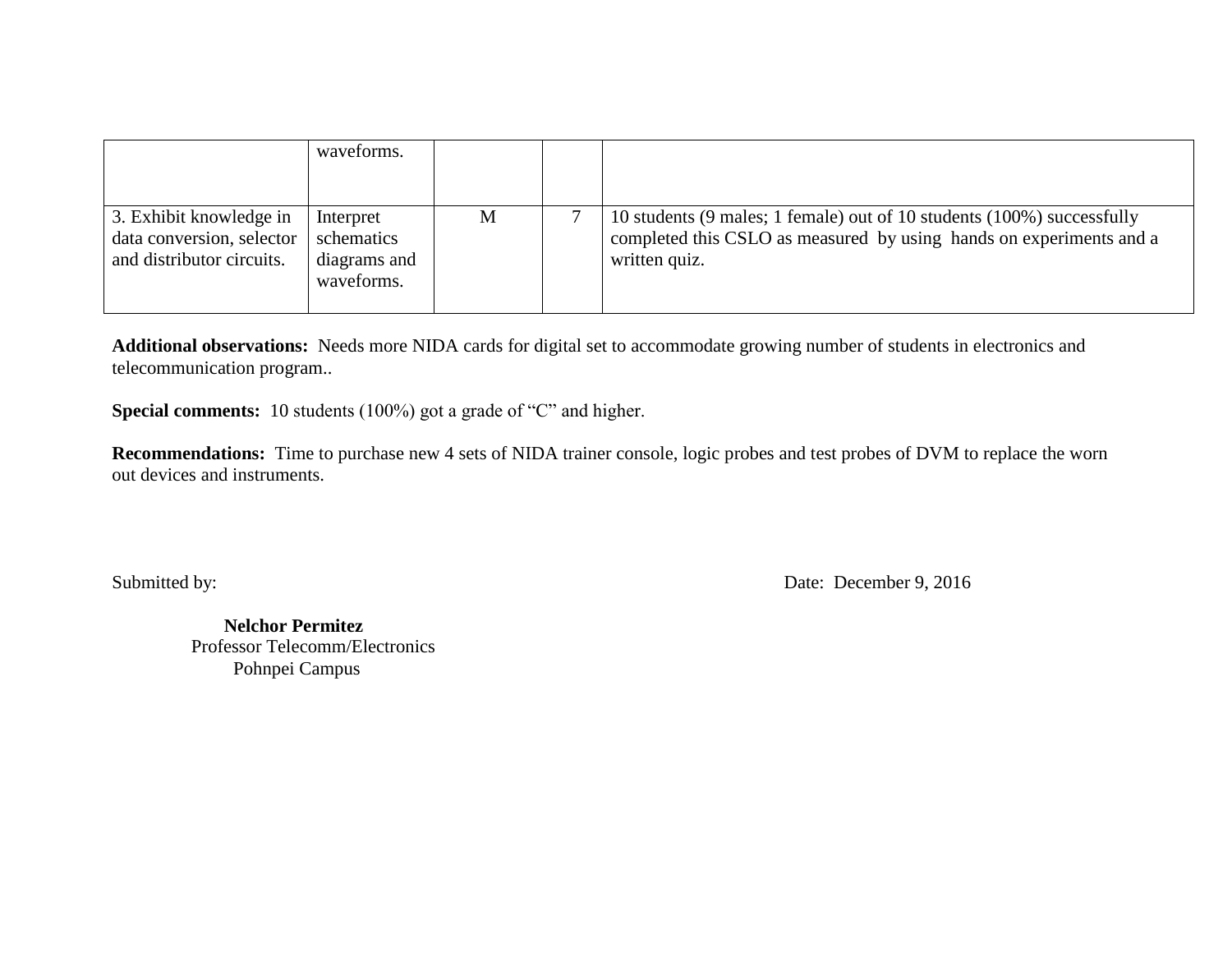| | | | | |
|---|---|---|---|---|
| | waveforms. | | | |
| 3. Exhibit knowledge in data conversion, selector and distributor circuits. | Interpret schematics diagrams and waveforms. | M | 7 | 10 students (9 males; 1 female) out of 10 students (100%) successfully completed this CSLO as measured by using hands on experiments and a written quiz. |

**Additional observations:** Needs more NIDA cards for digital set to accommodate growing number of students in electronics and telecommunication program..

**Special comments:** 10 students (100%) got a grade of "C" and higher.

**Recommendations:** Time to purchase new 4 sets of NIDA trainer console, logic probes and test probes of DVM to replace the worn out devices and instruments.

Submitted by:

Date: December 9, 2016

**Nelchor Permitez**
Professor Telecomm/Electronics
Pohnpei Campus